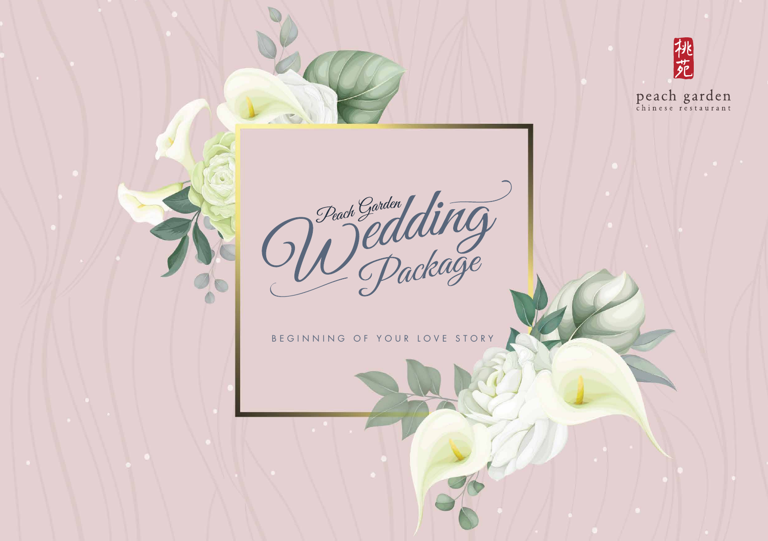桃苑

peach garden
chinese restaurant

# Peach Garden Wedding Package

BEGINNING OF YOUR LOVE STORY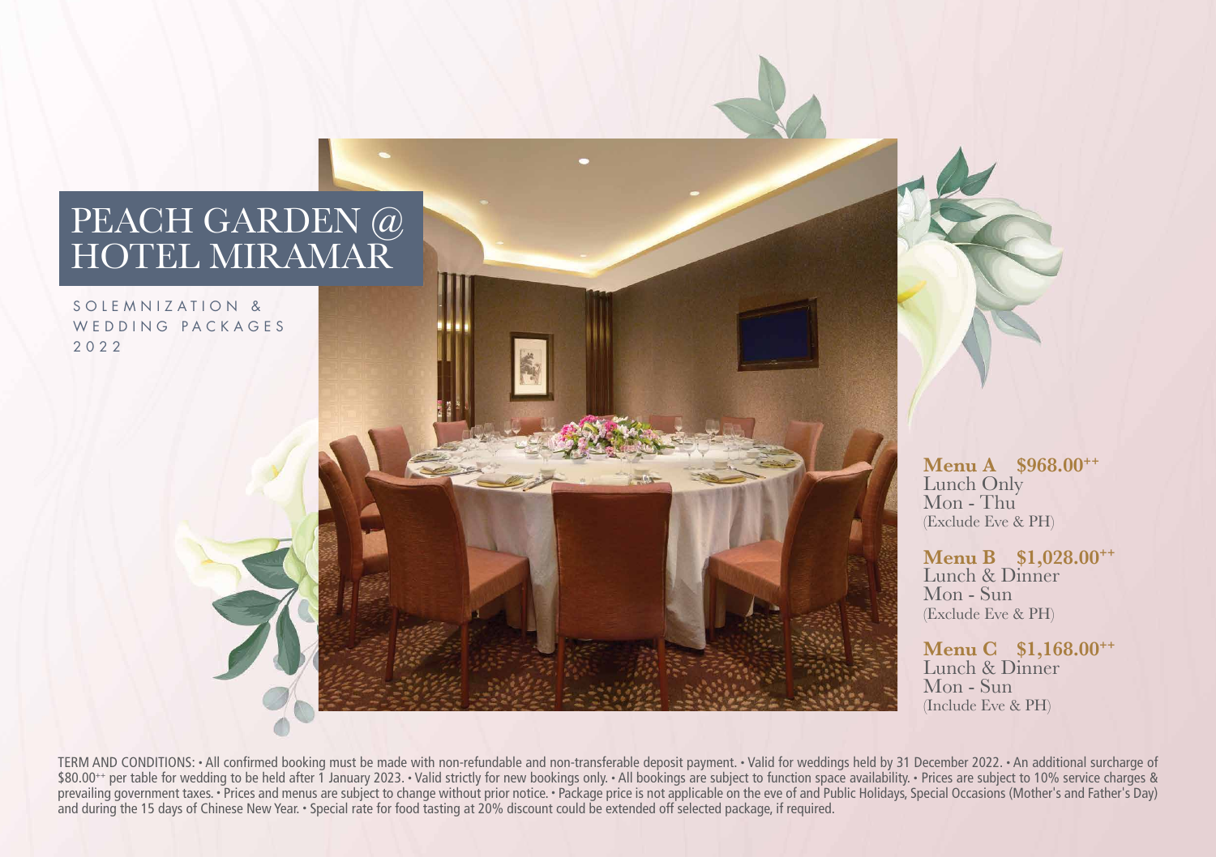# PEACH GARDEN @ HOTEL MIRAMAR

SOLEMNIZATION & WEDDING PACKAGES 2022

**Menu A $968.00++**
Lunch Only
Mon - Thu
(Exclude Eve & PH)

**Menu B $1,028.00++**
Lunch & Dinner
Mon - Sun
(Exclude Eve & PH)

**Menu C $1,168.00++**
Lunch & Dinner
Mon - Sun
(Include Eve & PH)

TERM AND CONDITIONS: • All confirmed booking must be made with non-refundable and non-transferable deposit payment. • Valid for weddings held by 31 December 2022. • An additional surcharge of $80.00++ per table for wedding to be held after 1 January 2023. • Valid strictly for new bookings only. • All bookings are subject to function space availability. • Prices are subject to 10% service charges & prevailing government taxes. • Prices and menus are subject to change without prior notice. • Package price is not applicable on the eve of and Public Holidays, Special Occasions (Mother's and Father's Day) and during the 15 days of Chinese New Year. • Special rate for food tasting at 20% discount could be extended off selected package, if required.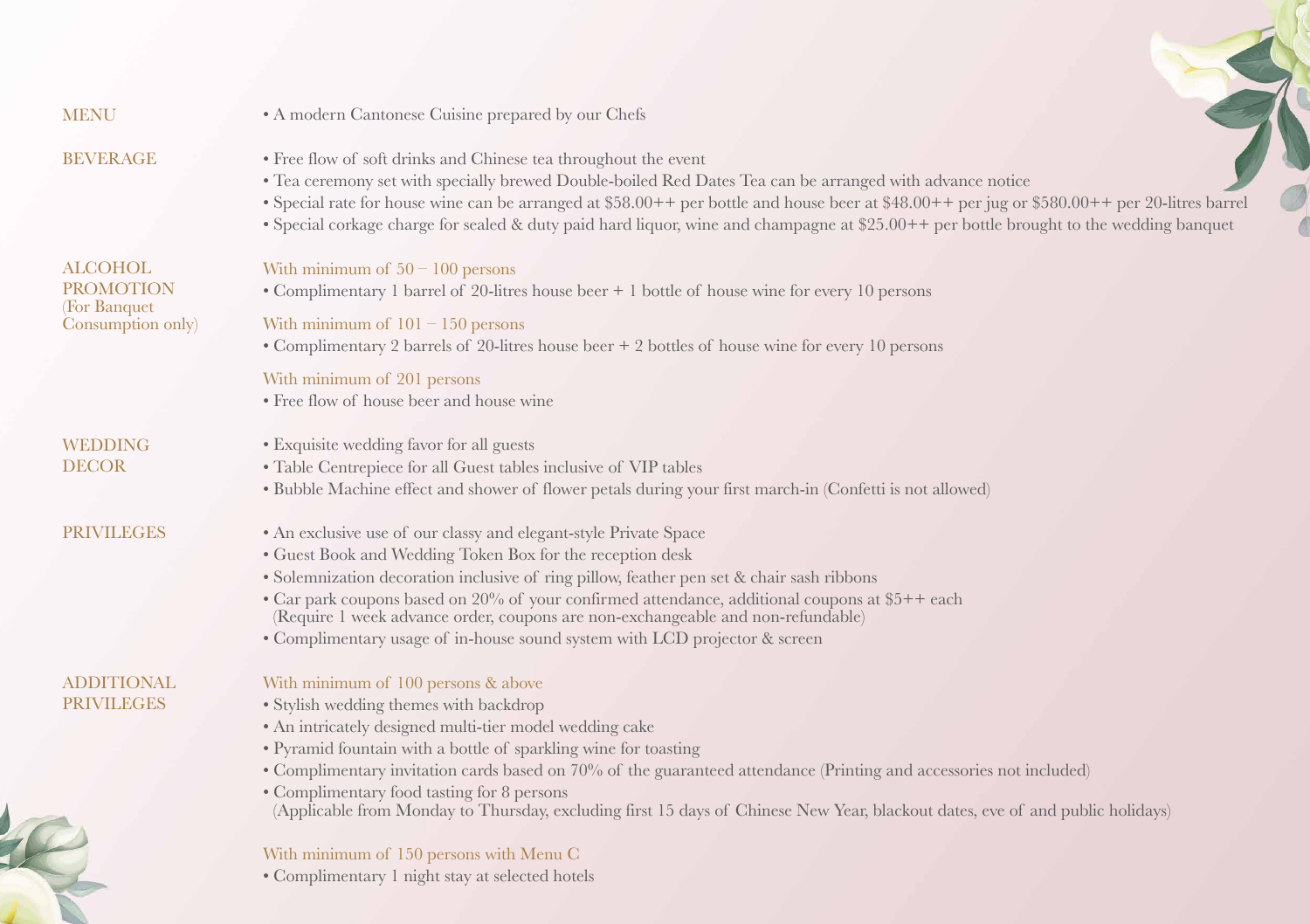## MENU

- A modern Cantonese Cuisine prepared by our Chefs

## BEVERAGE

- Free flow of soft drinks and Chinese tea throughout the event
- Tea ceremony set with specially brewed Double-boiled Red Dates Tea can be arranged with advance notice
- Special rate for house wine can be arranged at $58.00++ per bottle and house beer at $48.00++ per jug or $580.00++ per 20-litres barrel
- Special corkage charge for sealed & duty paid hard liquor, wine and champagne at $25.00++ per bottle brought to the wedding banquet

## ALCOHOL PROMOTION (For Banquet Consumption only)

With minimum of 50 – 100 persons

- Complimentary 1 barrel of 20-litres house beer + 1 bottle of house wine for every 10 persons

With minimum of 101 – 150 persons

- Complimentary 2 barrels of 20-litres house beer + 2 bottles of house wine for every 10 persons

With minimum of 201 persons

- Free flow of house beer and house wine

## WEDDING DECOR

- Exquisite wedding favor for all guests
- Table Centrepiece for all Guest tables inclusive of VIP tables
- Bubble Machine effect and shower of flower petals during your first march-in (Confetti is not allowed)

## PRIVILEGES

- An exclusive use of our classy and elegant-style Private Space
- Guest Book and Wedding Token Box for the reception desk
- Solemnization decoration inclusive of ring pillow, feather pen set & chair sash ribbons
- Car park coupons based on 20% of your confirmed attendance, additional coupons at $5++ each (Require 1 week advance order, coupons are non-exchangeable and non-refundable)
- Complimentary usage of in-house sound system with LCD projector & screen

## ADDITIONAL PRIVILEGES

With minimum of 100 persons & above

- Stylish wedding themes with backdrop
- An intricately designed multi-tier model wedding cake
- Pyramid fountain with a bottle of sparkling wine for toasting
- Complimentary invitation cards based on 70% of the guaranteed attendance (Printing and accessories not included)
- Complimentary food tasting for 8 persons (Applicable from Monday to Thursday, excluding first 15 days of Chinese New Year, blackout dates, eve of and public holidays)

With minimum of 150 persons with Menu C

- Complimentary 1 night stay at selected hotels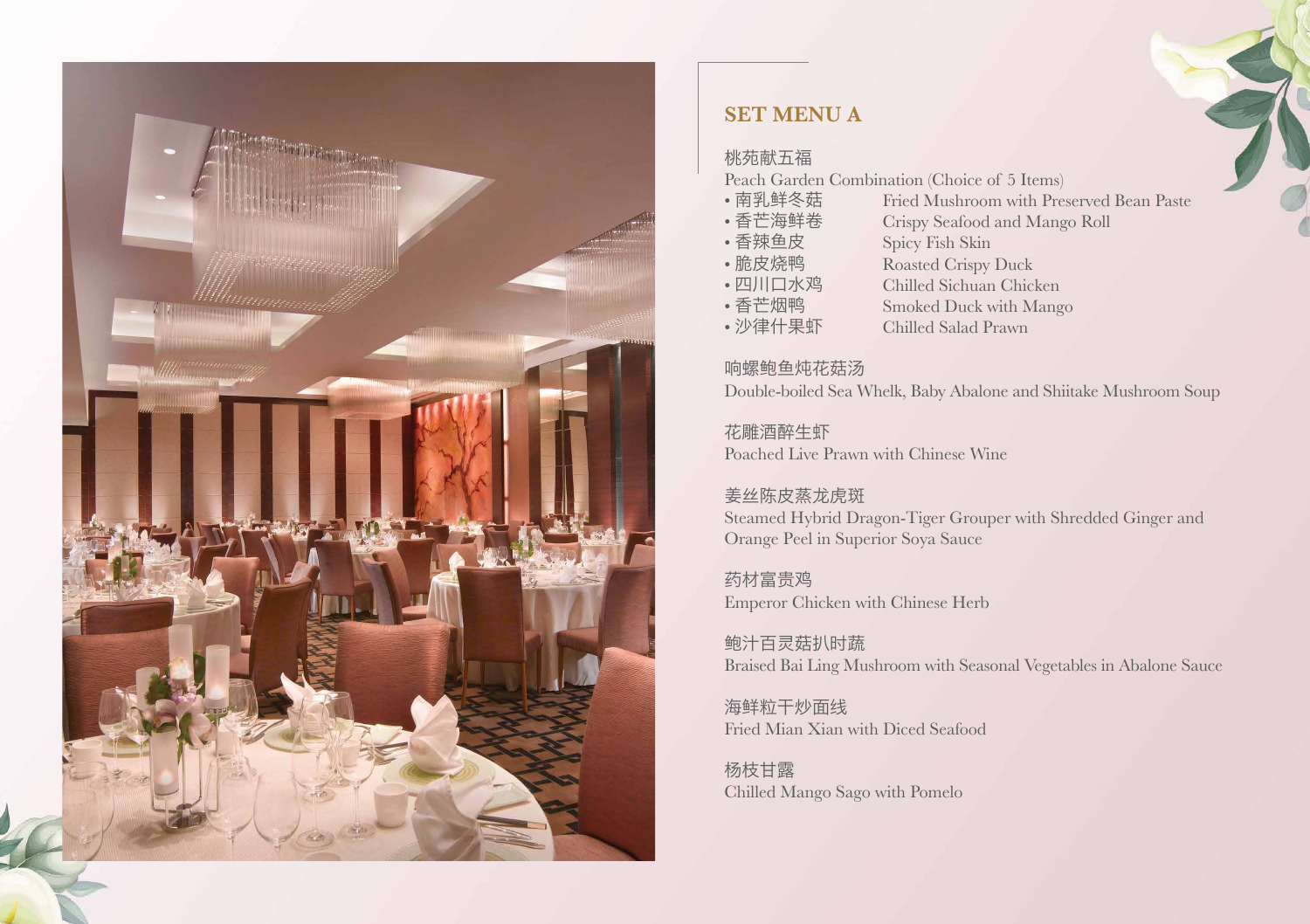## SET MENU A

桃苑献五福
Peach Garden Combination (Choice of 5 Items)

- 南乳鲜冬菇 Fried Mushroom with Preserved Bean Paste
- 香芒海鲜卷 Crispy Seafood and Mango Roll
- 香辣鱼皮 Spicy Fish Skin
- 脆皮烧鸭 Roasted Crispy Duck
- 四川口水鸡 Chilled Sichuan Chicken
- 香芒烟鸭 Smoked Duck with Mango
- 沙律什果虾 Chilled Salad Prawn

响螺鲍鱼炖花菇汤
Double-boiled Sea Whelk, Baby Abalone and Shiitake Mushroom Soup

花雕酒醉生虾
Poached Live Prawn with Chinese Wine

姜丝陈皮蒸龙虎斑
Steamed Hybrid Dragon-Tiger Grouper with Shredded Ginger and Orange Peel in Superior Soya Sauce

药材富贵鸡
Emperor Chicken with Chinese Herb

鲍汁百灵菇扒时蔬
Braised Bai Ling Mushroom with Seasonal Vegetables in Abalone Sauce

海鲜粒干炒面线
Fried Mian Xian with Diced Seafood

杨枝甘露
Chilled Mango Sago with Pomelo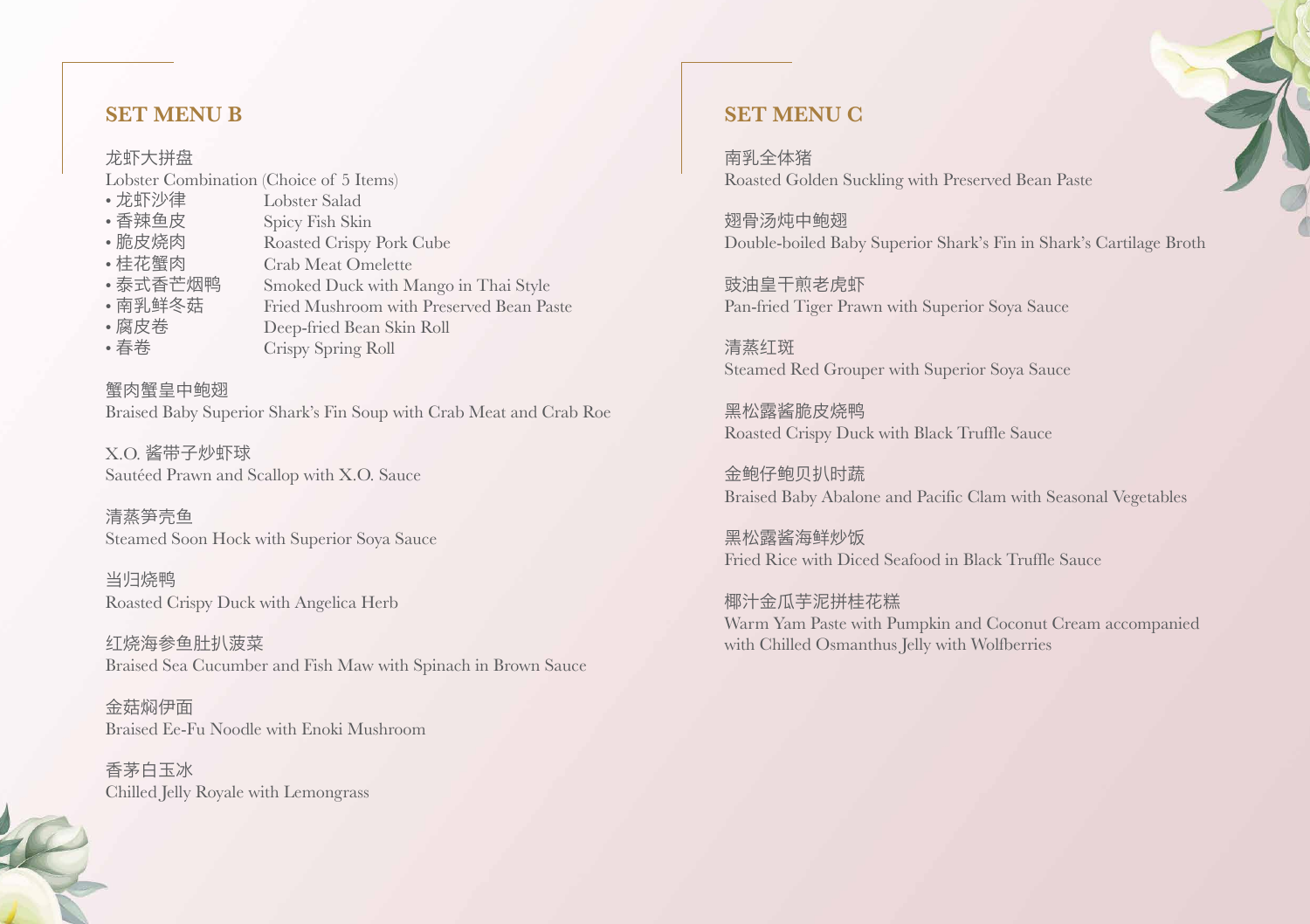## SET MENU B

龙虾大拼盘
Lobster Combination (Choice of 5 Items)

- 龙虾沙律 Lobster Salad
- 香辣鱼皮 Spicy Fish Skin
- 脆皮烧肉 Roasted Crispy Pork Cube
- 桂花蟹肉 Crab Meat Omelette
- 泰式香芒烟鸭 Smoked Duck with Mango in Thai Style
- 南乳鲜冬菇 Fried Mushroom with Preserved Bean Paste
- 腐皮卷 Deep-fried Bean Skin Roll
- 春卷 Crispy Spring Roll

蟹肉蟹皇中鲍翅
Braised Baby Superior Shark's Fin Soup with Crab Meat and Crab Roe

X.O. 酱带子炒虾球
Sautéed Prawn and Scallop with X.O. Sauce

清蒸笋壳鱼
Steamed Soon Hock with Superior Soya Sauce

当归烧鸭
Roasted Crispy Duck with Angelica Herb

红烧海参鱼肚扒菠菜
Braised Sea Cucumber and Fish Maw with Spinach in Brown Sauce

金菇焖伊面
Braised Ee-Fu Noodle with Enoki Mushroom

香茅白玉冰
Chilled Jelly Royale with Lemongrass

## SET MENU C

南乳全体猪
Roasted Golden Suckling with Preserved Bean Paste

翅骨汤炖中鲍翅
Double-boiled Baby Superior Shark's Fin in Shark's Cartilage Broth

豉油皇干煎老虎虾
Pan-fried Tiger Prawn with Superior Soya Sauce

清蒸红斑
Steamed Red Grouper with Superior Soya Sauce

黑松露酱脆皮烧鸭
Roasted Crispy Duck with Black Truffle Sauce

金鲍仔鲍贝扒时蔬
Braised Baby Abalone and Pacific Clam with Seasonal Vegetables

黑松露酱海鲜炒饭
Fried Rice with Diced Seafood in Black Truffle Sauce

椰汁金瓜芋泥拼桂花糕
Warm Yam Paste with Pumpkin and Coconut Cream accompanied with Chilled Osmanthus Jelly with Wolfberries